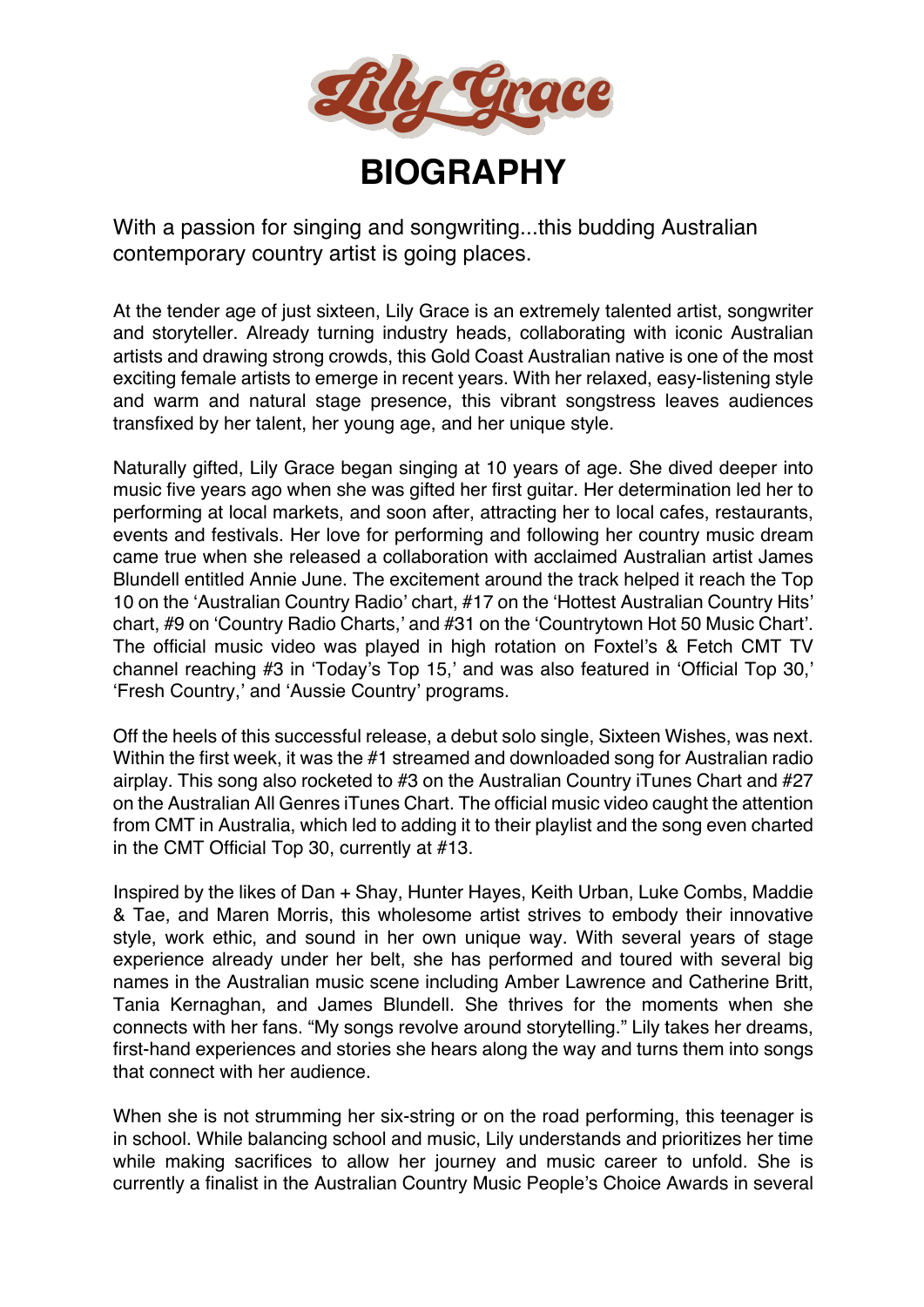# Lily Grace

## BIOGRAPHY

With a passion for singing and songwriting...this budding Australian contemporary country artist is going places.

At the tender age of just sixteen, Lily Grace is an extremely talented artist, songwriter and storyteller. Already turning industry heads, collaborating with iconic Australian artists and drawing strong crowds, this Gold Coast Australian native is one of the most exciting female artists to emerge in recent years. With her relaxed, easy-listening style and warm and natural stage presence, this vibrant songstress leaves audiences transfixed by her talent, her young age, and her unique style.

Naturally gifted, Lily Grace began singing at 10 years of age. She dived deeper into music five years ago when she was gifted her first guitar. Her determination led her to performing at local markets, and soon after, attracting her to local cafes, restaurants, events and festivals. Her love for performing and following her country music dream came true when she released a collaboration with acclaimed Australian artist James Blundell entitled Annie June. The excitement around the track helped it reach the Top 10 on the 'Australian Country Radio' chart, #17 on the 'Hottest Australian Country Hits' chart, #9 on 'Country Radio Charts,' and #31 on the 'Countrytown Hot 50 Music Chart'. The official music video was played in high rotation on Foxtel's & Fetch CMT TV channel reaching #3 in 'Today's Top 15,' and was also featured in 'Official Top 30,' 'Fresh Country,' and 'Aussie Country' programs.

Off the heels of this successful release, a debut solo single, Sixteen Wishes, was next. Within the first week, it was the #1 streamed and downloaded song for Australian radio airplay. This song also rocketed to #3 on the Australian Country iTunes Chart and #27 on the Australian All Genres iTunes Chart. The official music video caught the attention from CMT in Australia, which led to adding it to their playlist and the song even charted in the CMT Official Top 30, currently at #13.

Inspired by the likes of Dan + Shay, Hunter Hayes, Keith Urban, Luke Combs, Maddie & Tae, and Maren Morris, this wholesome artist strives to embody their innovative style, work ethic, and sound in her own unique way. With several years of stage experience already under her belt, she has performed and toured with several big names in the Australian music scene including Amber Lawrence and Catherine Britt, Tania Kernaghan, and James Blundell. She thrives for the moments when she connects with her fans. "My songs revolve around storytelling." Lily takes her dreams, first-hand experiences and stories she hears along the way and turns them into songs that connect with her audience.

When she is not strumming her six-string or on the road performing, this teenager is in school. While balancing school and music, Lily understands and prioritizes her time while making sacrifices to allow her journey and music career to unfold. She is currently a finalist in the Australian Country Music People's Choice Awards in several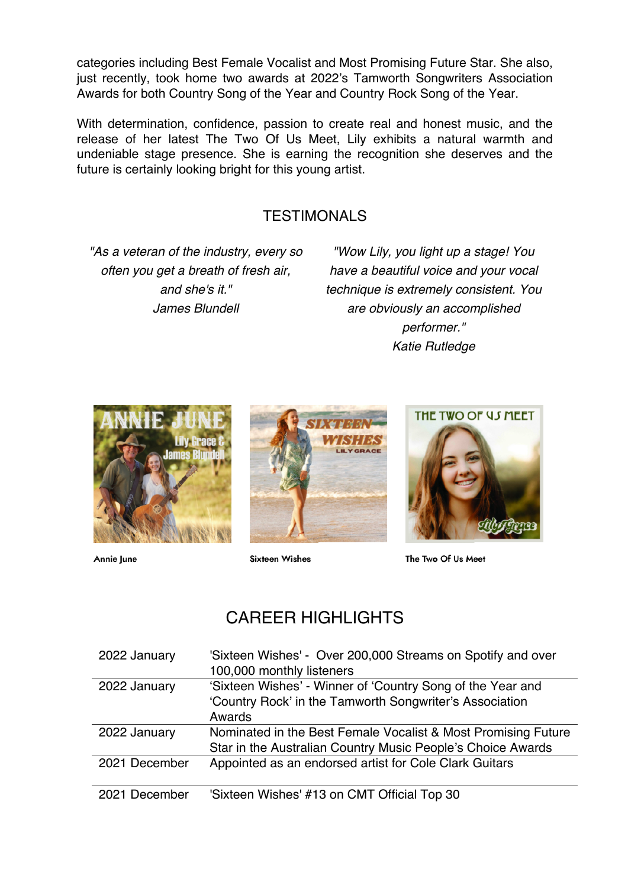categories including Best Female Vocalist and Most Promising Future Star. She also, just recently, took home two awards at 2022's Tamworth Songwriters Association Awards for both Country Song of the Year and Country Rock Song of the Year.

With determination, confidence, passion to create real and honest music, and the release of her latest The Two Of Us Meet, Lily exhibits a natural warmth and undeniable stage presence. She is earning the recognition she deserves and the future is certainly looking bright for this young artist.

## TESTIMONALS

*"As a veteran of the industry, every so often you get a breath of fresh air, and she's it."*
*James Blundell*

*"Wow Lily, you light up a stage! You have a beautiful voice and your vocal technique is extremely consistent. You are obviously an accomplished performer."*
*Katie Rutledge*

Annie June

Sixteen Wishes

The Two Of Us Meet

## CAREER HIGHLIGHTS

| | |
|---|---|
| 2022 January | 'Sixteen Wishes' - Over 200,000 Streams on Spotify and over 100,000 monthly listeners |
| 2022 January | 'Sixteen Wishes' - Winner of 'Country Song of the Year and 'Country Rock' in the Tamworth Songwriter's Association Awards |
| 2022 January | Nominated in the Best Female Vocalist & Most Promising Future Star in the Australian Country Music People's Choice Awards |
| 2021 December | Appointed as an endorsed artist for Cole Clark Guitars |
| 2021 December | 'Sixteen Wishes' #13 on CMT Official Top 30 |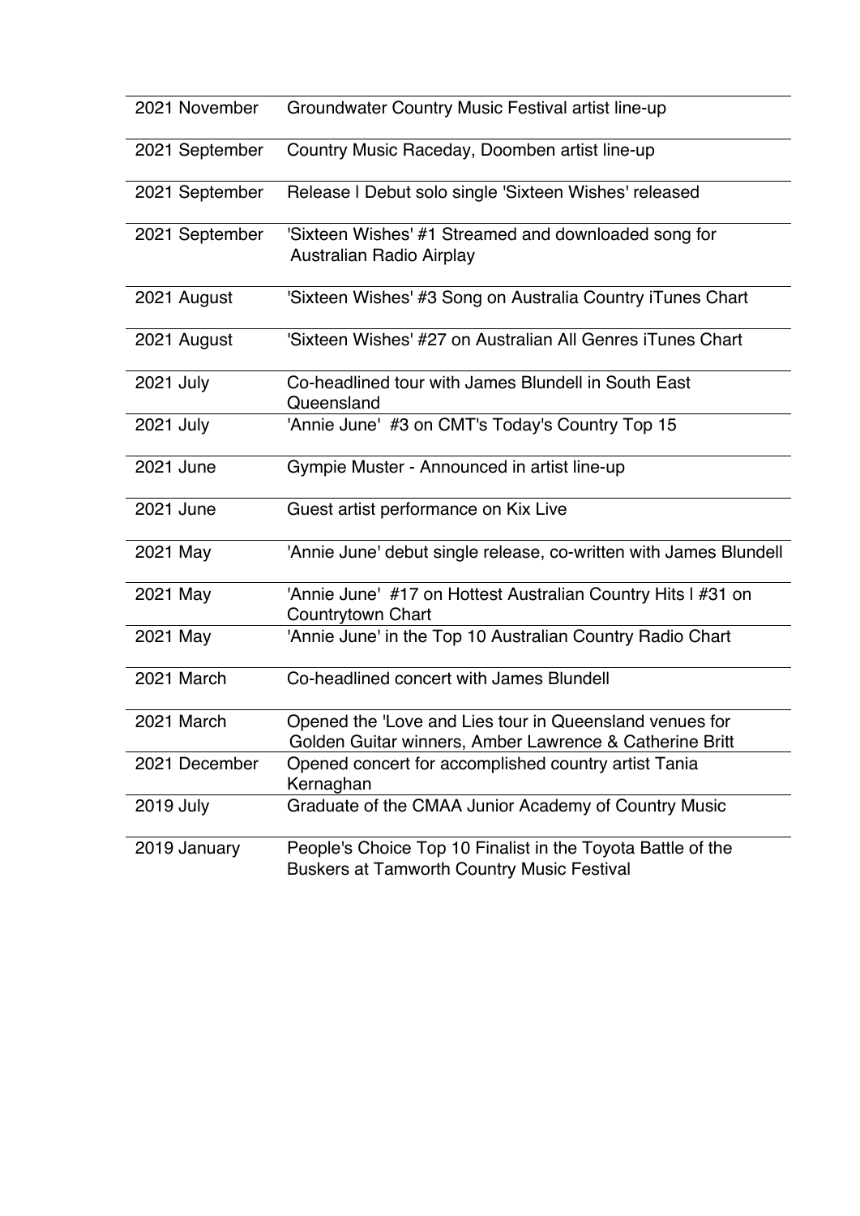| | |
|---|---|
| 2021 November | Groundwater Country Music Festival artist line-up |
| 2021 September | Country Music Raceday, Doomben artist line-up |
| 2021 September | Release l Debut solo single 'Sixteen Wishes' released |
| 2021 September | 'Sixteen Wishes' #1 Streamed and downloaded song for Australian Radio Airplay |
| 2021 August | 'Sixteen Wishes' #3 Song on Australia Country iTunes Chart |
| 2021 August | 'Sixteen Wishes' #27 on Australian All Genres iTunes Chart |
| 2021 July | Co-headlined tour with James Blundell in South East Queensland |
| 2021 July | 'Annie June' #3 on CMT's Today's Country Top 15 |
| 2021 June | Gympie Muster - Announced in artist line-up |
| 2021 June | Guest artist performance on Kix Live |
| 2021 May | 'Annie June' debut single release, co-written with James Blundell |
| 2021 May | 'Annie June' #17 on Hottest Australian Country Hits l #31 on Countrytown Chart |
| 2021 May | 'Annie June' in the Top 10 Australian Country Radio Chart |
| 2021 March | Co-headlined concert with James Blundell |
| 2021 March | Opened the 'Love and Lies tour in Queensland venues for Golden Guitar winners, Amber Lawrence & Catherine Britt |
| 2021 December | Opened concert for accomplished country artist Tania Kernaghan |
| 2019 July | Graduate of the CMAA Junior Academy of Country Music |
| 2019 January | People's Choice Top 10 Finalist in the Toyota Battle of the Buskers at Tamworth Country Music Festival |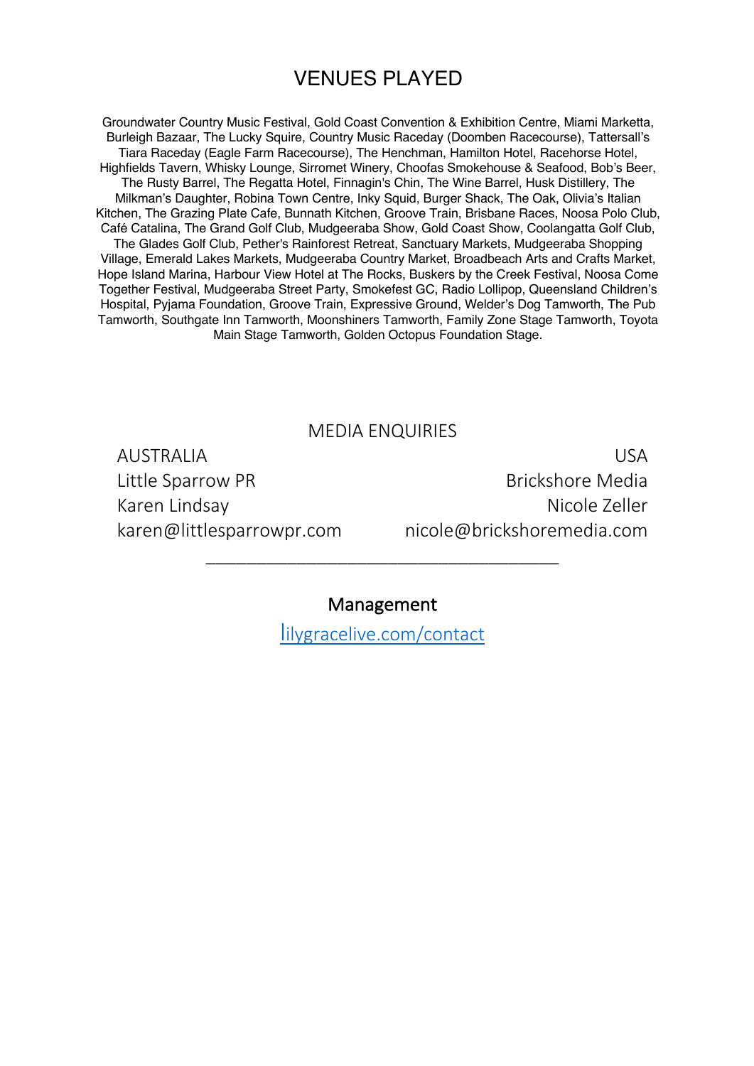# VENUES PLAYED

Groundwater Country Music Festival, Gold Coast Convention & Exhibition Centre, Miami Marketta, Burleigh Bazaar, The Lucky Squire, Country Music Raceday (Doomben Racecourse), Tattersall's Tiara Raceday (Eagle Farm Racecourse), The Henchman, Hamilton Hotel, Racehorse Hotel, Highfields Tavern, Whisky Lounge, Sirromet Winery, Choofas Smokehouse & Seafood, Bob's Beer, The Rusty Barrel, The Regatta Hotel, Finnagin's Chin, The Wine Barrel, Husk Distillery, The Milkman's Daughter, Robina Town Centre, Inky Squid, Burger Shack, The Oak, Olivia's Italian Kitchen, The Grazing Plate Cafe, Bunnath Kitchen, Groove Train, Brisbane Races, Noosa Polo Club, Café Catalina, The Grand Golf Club, Mudgeeraba Show, Gold Coast Show, Coolangatta Golf Club, The Glades Golf Club, Pether's Rainforest Retreat, Sanctuary Markets, Mudgeeraba Shopping Village, Emerald Lakes Markets, Mudgeeraba Country Market, Broadbeach Arts and Crafts Market, Hope Island Marina, Harbour View Hotel at The Rocks, Buskers by the Creek Festival, Noosa Come Together Festival, Mudgeeraba Street Party, Smokefest GC, Radio Lollipop, Queensland Children's Hospital, Pyjama Foundation, Groove Train, Expressive Ground, Welder's Dog Tamworth, The Pub Tamworth, Southgate Inn Tamworth, Moonshiners Tamworth, Family Zone Stage Tamworth, Toyota Main Stage Tamworth, Golden Octopus Foundation Stage.

## MEDIA ENQUIRIES

AUSTRALIA
Little Sparrow PR
Karen Lindsay
karen@littlesparrowpr.com

USA
Brickshore Media
Nicole Zeller
nicole@brickshoremedia.com

---

**Management**

lilygracelive.com/contact